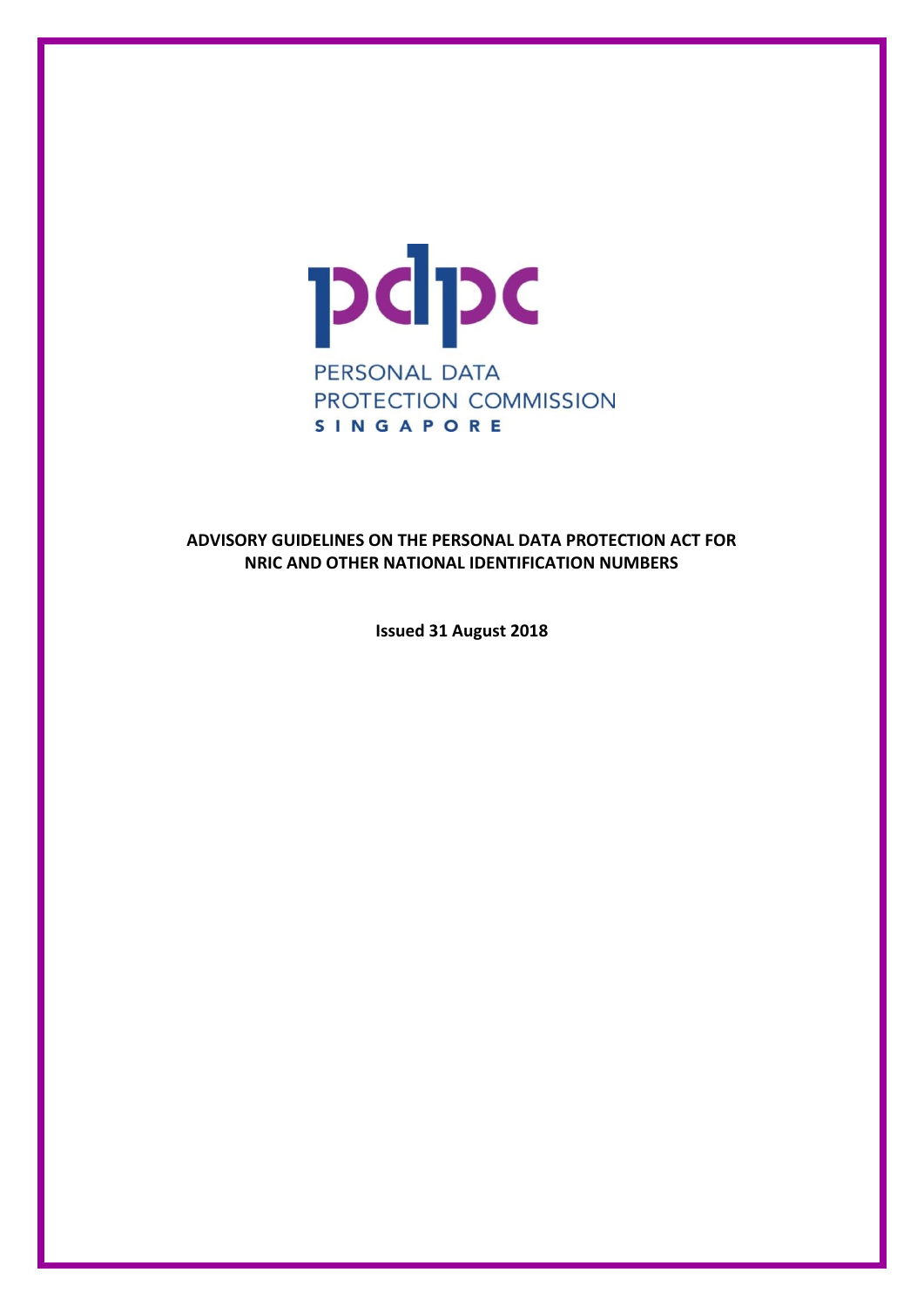pdpc

PERSONAL DATA PROTECTION COMMISSION

SINGAPORE

# ADVISORY GUIDELINES ON THE PERSONAL DATA PROTECTION ACT FOR NRIC AND OTHER NATIONAL IDENTIFICATION NUMBERS

**Issued 31 August 2018**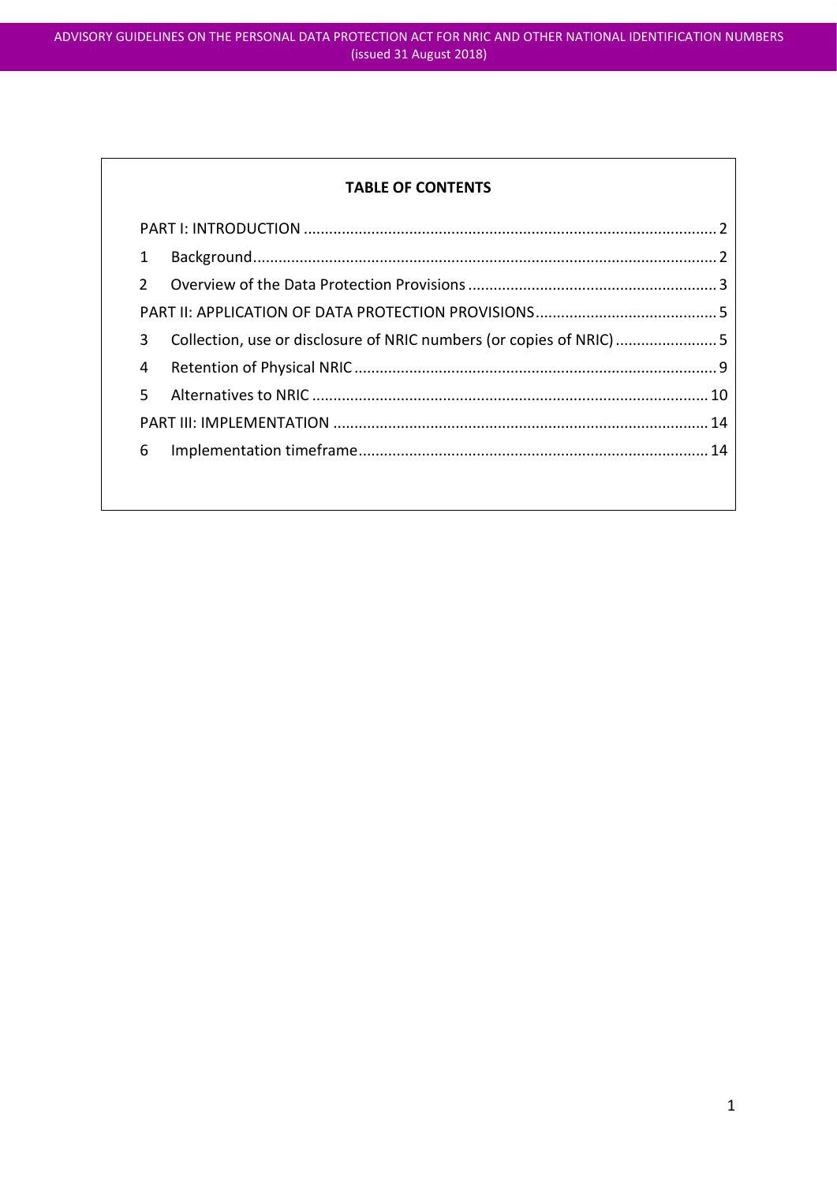**TABLE OF CONTENTS**

PART I: INTRODUCTION ..... 2

1 Background ..... 2

2 Overview of the Data Protection Provisions ..... 3

PART II: APPLICATION OF DATA PROTECTION PROVISIONS ..... 5

3 Collection, use or disclosure of NRIC numbers (or copies of NRIC) ..... 5

4 Retention of Physical NRIC ..... 9

5 Alternatives to NRIC ..... 10

PART III: IMPLEMENTATION ..... 14

6 Implementation timeframe ..... 14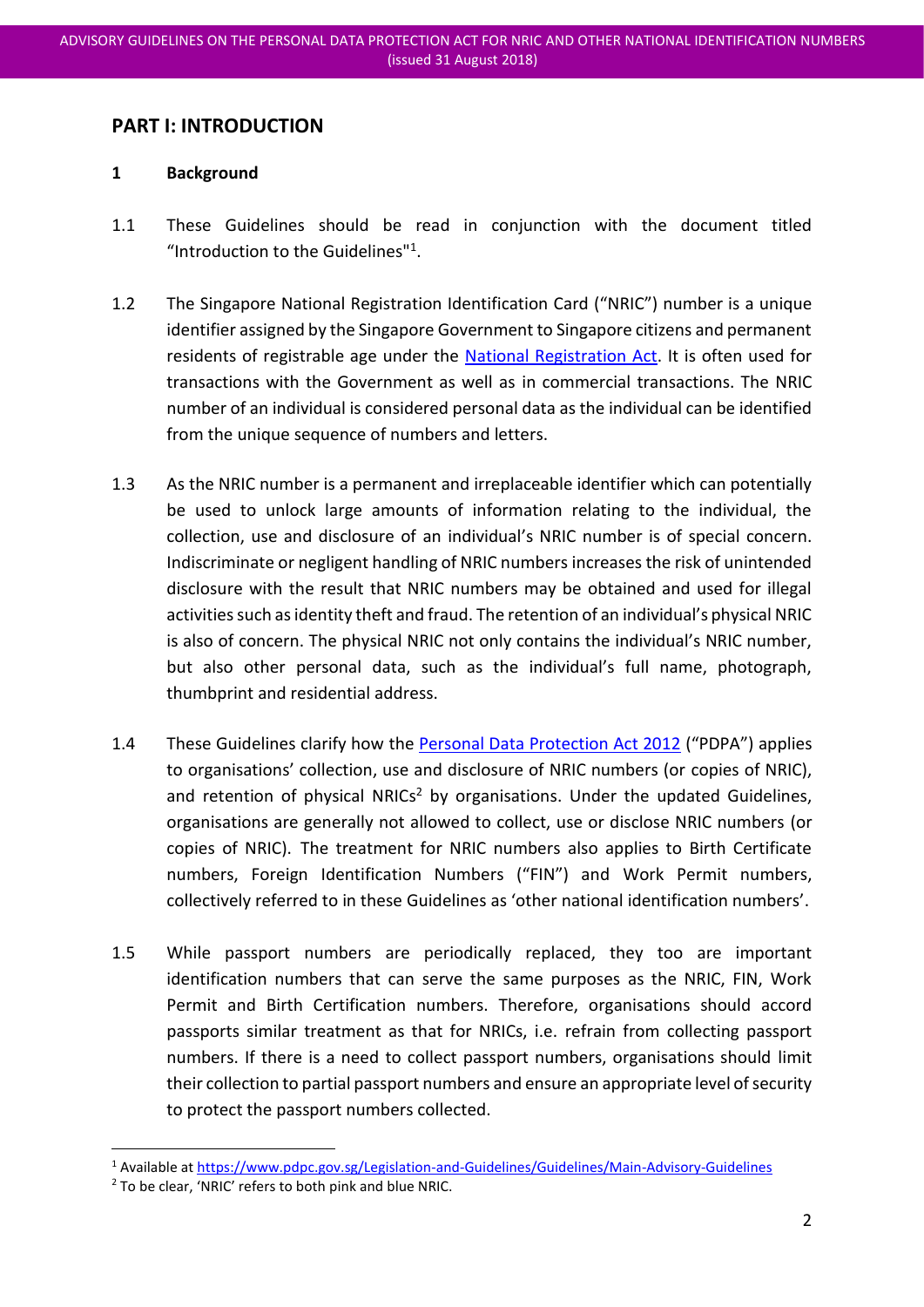## PART I: INTRODUCTION

### 1 Background

1.1 These Guidelines should be read in conjunction with the document titled "Introduction to the Guidelines"[1].

1.2 The Singapore National Registration Identification Card ("NRIC") number is a unique identifier assigned by the Singapore Government to Singapore citizens and permanent residents of registrable age under the National Registration Act. It is often used for transactions with the Government as well as in commercial transactions. The NRIC number of an individual is considered personal data as the individual can be identified from the unique sequence of numbers and letters.

1.3 As the NRIC number is a permanent and irreplaceable identifier which can potentially be used to unlock large amounts of information relating to the individual, the collection, use and disclosure of an individual's NRIC number is of special concern. Indiscriminate or negligent handling of NRIC numbers increases the risk of unintended disclosure with the result that NRIC numbers may be obtained and used for illegal activities such as identity theft and fraud. The retention of an individual's physical NRIC is also of concern. The physical NRIC not only contains the individual's NRIC number, but also other personal data, such as the individual's full name, photograph, thumbprint and residential address.

1.4 These Guidelines clarify how the Personal Data Protection Act 2012 ("PDPA") applies to organisations' collection, use and disclosure of NRIC numbers (or copies of NRIC), and retention of physical NRICs[2] by organisations. Under the updated Guidelines, organisations are generally not allowed to collect, use or disclose NRIC numbers (or copies of NRIC). The treatment for NRIC numbers also applies to Birth Certificate numbers, Foreign Identification Numbers ("FIN") and Work Permit numbers, collectively referred to in these Guidelines as 'other national identification numbers'.

1.5 While passport numbers are periodically replaced, they too are important identification numbers that can serve the same purposes as the NRIC, FIN, Work Permit and Birth Certification numbers. Therefore, organisations should accord passports similar treatment as that for NRICs, i.e. refrain from collecting passport numbers. If there is a need to collect passport numbers, organisations should limit their collection to partial passport numbers and ensure an appropriate level of security to protect the passport numbers collected.

---

[1] Available at https://www.pdpc.gov.sg/Legislation-and-Guidelines/Guidelines/Main-Advisory-Guidelines

[2] To be clear, 'NRIC' refers to both pink and blue NRIC.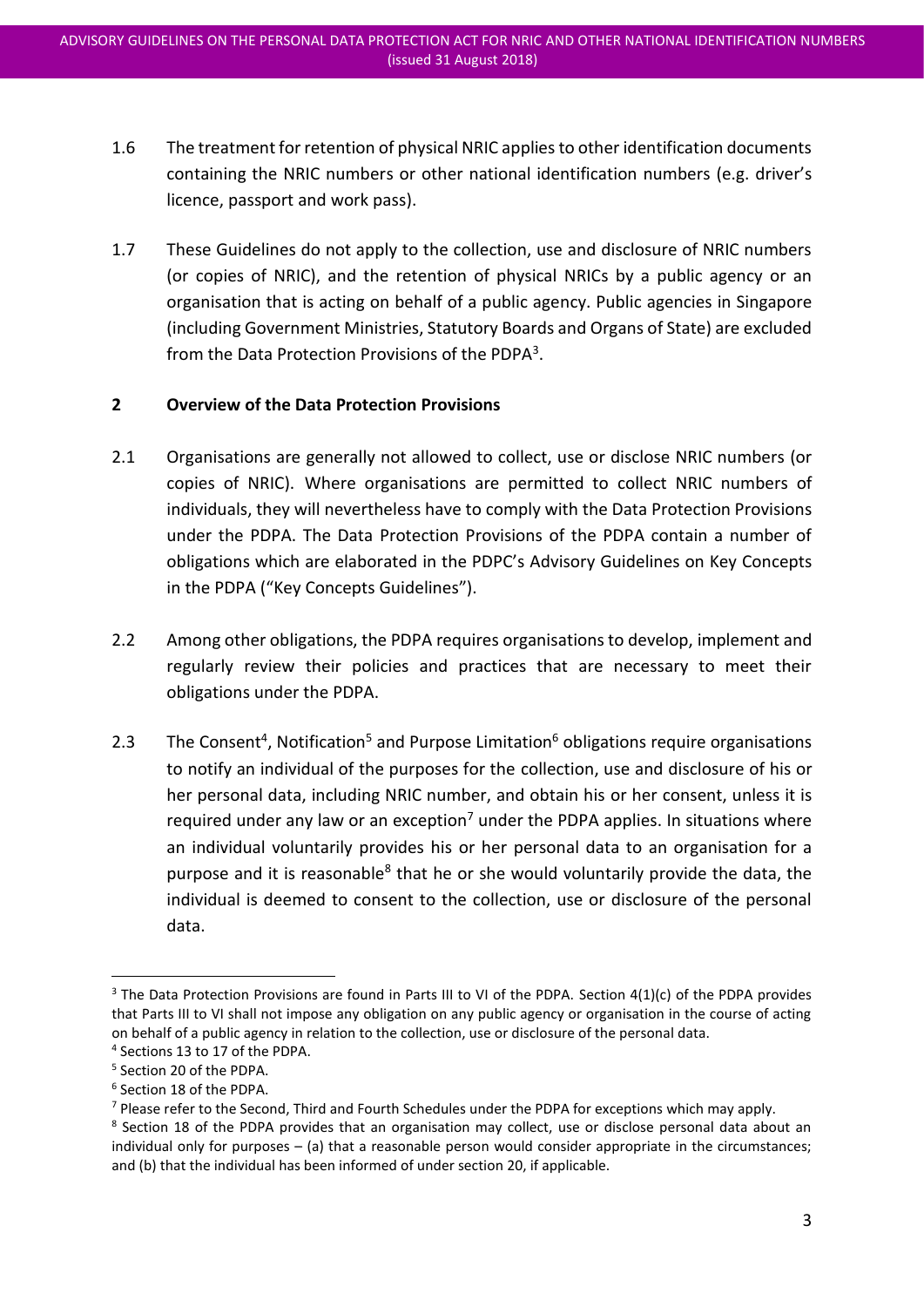1.6 The treatment for retention of physical NRIC applies to other identification documents containing the NRIC numbers or other national identification numbers (e.g. driver's licence, passport and work pass).

1.7 These Guidelines do not apply to the collection, use and disclosure of NRIC numbers (or copies of NRIC), and the retention of physical NRICs by a public agency or an organisation that is acting on behalf of a public agency. Public agencies in Singapore (including Government Ministries, Statutory Boards and Organs of State) are excluded from the Data Protection Provisions of the PDPA[3].

## 2 Overview of the Data Protection Provisions

2.1 Organisations are generally not allowed to collect, use or disclose NRIC numbers (or copies of NRIC). Where organisations are permitted to collect NRIC numbers of individuals, they will nevertheless have to comply with the Data Protection Provisions under the PDPA. The Data Protection Provisions of the PDPA contain a number of obligations which are elaborated in the PDPC's Advisory Guidelines on Key Concepts in the PDPA ("Key Concepts Guidelines").

2.2 Among other obligations, the PDPA requires organisations to develop, implement and regularly review their policies and practices that are necessary to meet their obligations under the PDPA.

2.3 The Consent[4], Notification[5] and Purpose Limitation[6] obligations require organisations to notify an individual of the purposes for the collection, use and disclosure of his or her personal data, including NRIC number, and obtain his or her consent, unless it is required under any law or an exception[7] under the PDPA applies. In situations where an individual voluntarily provides his or her personal data to an organisation for a purpose and it is reasonable[8] that he or she would voluntarily provide the data, the individual is deemed to consent to the collection, use or disclosure of the personal data.

---

[3] The Data Protection Provisions are found in Parts III to VI of the PDPA. Section 4(1)(c) of the PDPA provides that Parts III to VI shall not impose any obligation on any public agency or organisation in the course of acting on behalf of a public agency in relation to the collection, use or disclosure of the personal data.

[4] Sections 13 to 17 of the PDPA.

[5] Section 20 of the PDPA.

[6] Section 18 of the PDPA.

[7] Please refer to the Second, Third and Fourth Schedules under the PDPA for exceptions which may apply.

[8] Section 18 of the PDPA provides that an organisation may collect, use or disclose personal data about an individual only for purposes – (a) that a reasonable person would consider appropriate in the circumstances; and (b) that the individual has been informed of under section 20, if applicable.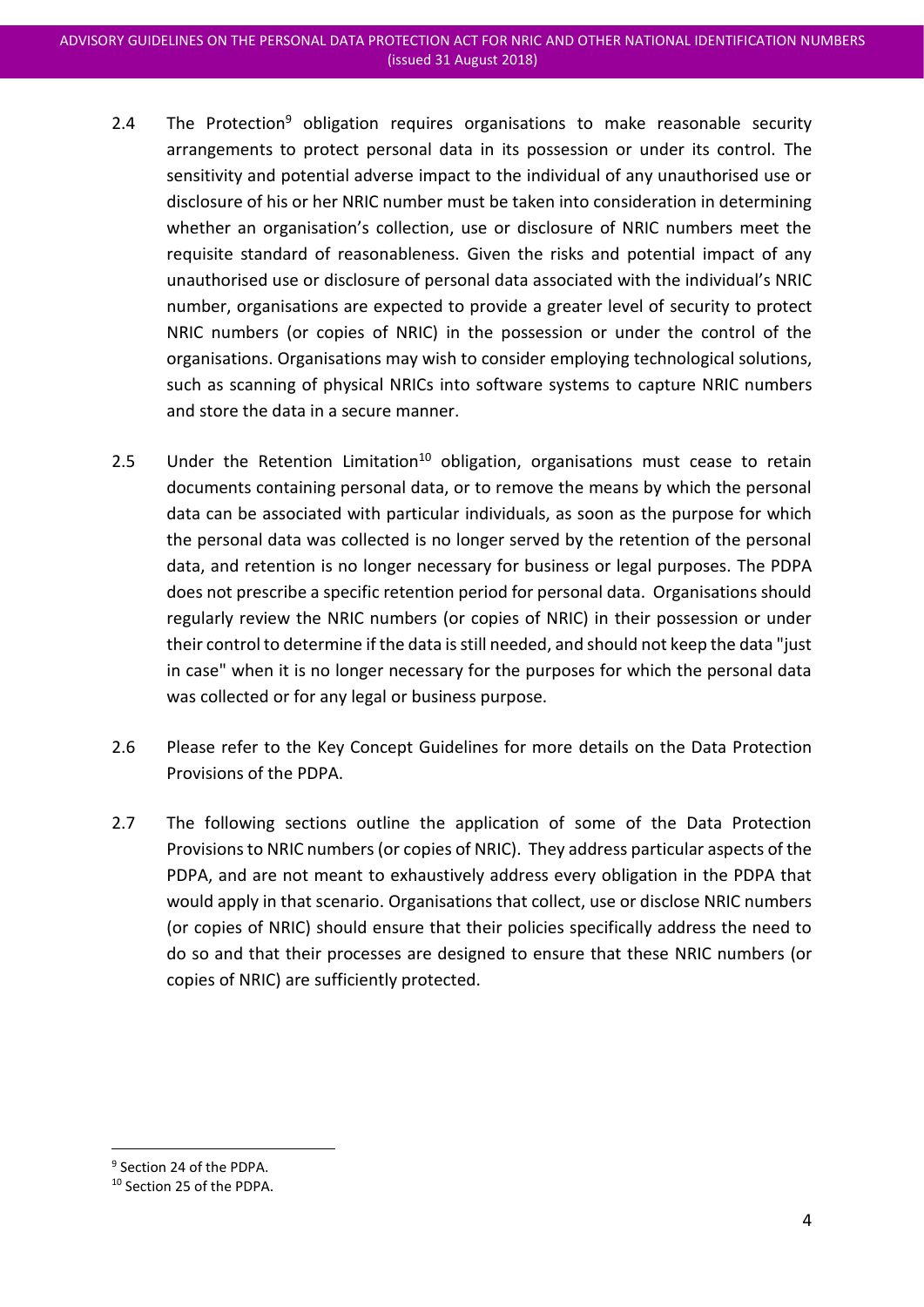2.4 The Protection[9] obligation requires organisations to make reasonable security arrangements to protect personal data in its possession or under its control. The sensitivity and potential adverse impact to the individual of any unauthorised use or disclosure of his or her NRIC number must be taken into consideration in determining whether an organisation's collection, use or disclosure of NRIC numbers meet the requisite standard of reasonableness. Given the risks and potential impact of any unauthorised use or disclosure of personal data associated with the individual's NRIC number, organisations are expected to provide a greater level of security to protect NRIC numbers (or copies of NRIC) in the possession or under the control of the organisations. Organisations may wish to consider employing technological solutions, such as scanning of physical NRICs into software systems to capture NRIC numbers and store the data in a secure manner.

2.5 Under the Retention Limitation[10] obligation, organisations must cease to retain documents containing personal data, or to remove the means by which the personal data can be associated with particular individuals, as soon as the purpose for which the personal data was collected is no longer served by the retention of the personal data, and retention is no longer necessary for business or legal purposes. The PDPA does not prescribe a specific retention period for personal data. Organisations should regularly review the NRIC numbers (or copies of NRIC) in their possession or under their control to determine if the data is still needed, and should not keep the data "just in case" when it is no longer necessary for the purposes for which the personal data was collected or for any legal or business purpose.

2.6 Please refer to the Key Concept Guidelines for more details on the Data Protection Provisions of the PDPA.

2.7 The following sections outline the application of some of the Data Protection Provisions to NRIC numbers (or copies of NRIC). They address particular aspects of the PDPA, and are not meant to exhaustively address every obligation in the PDPA that would apply in that scenario. Organisations that collect, use or disclose NRIC numbers (or copies of NRIC) should ensure that their policies specifically address the need to do so and that their processes are designed to ensure that these NRIC numbers (or copies of NRIC) are sufficiently protected.

---

[9] Section 24 of the PDPA.

[10] Section 25 of the PDPA.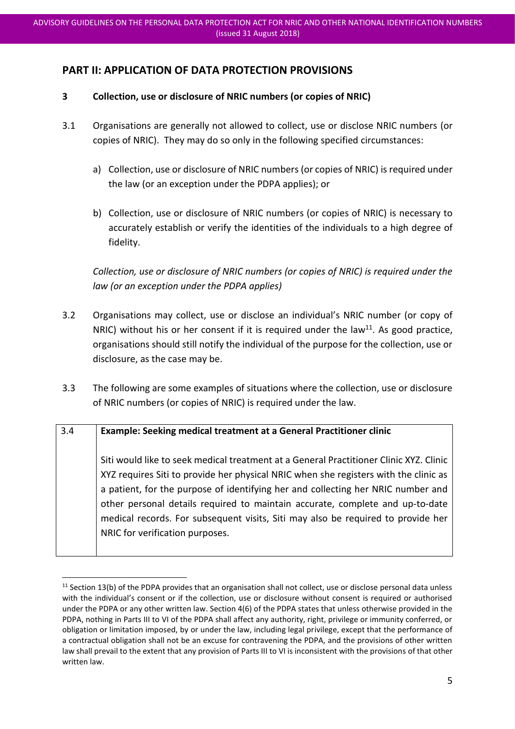## PART II: APPLICATION OF DATA PROTECTION PROVISIONS

### 3 Collection, use or disclosure of NRIC numbers (or copies of NRIC)

3.1 Organisations are generally not allowed to collect, use or disclose NRIC numbers (or copies of NRIC). They may do so only in the following specified circumstances:

a) Collection, use or disclosure of NRIC numbers (or copies of NRIC) is required under the law (or an exception under the PDPA applies); or

b) Collection, use or disclosure of NRIC numbers (or copies of NRIC) is necessary to accurately establish or verify the identities of the individuals to a high degree of fidelity.

*Collection, use or disclosure of NRIC numbers (or copies of NRIC) is required under the law (or an exception under the PDPA applies)*

3.2 Organisations may collect, use or disclose an individual's NRIC number (or copy of NRIC) without his or her consent if it is required under the law[11]. As good practice, organisations should still notify the individual of the purpose for the collection, use or disclosure, as the case may be.

3.3 The following are some examples of situations where the collection, use or disclosure of NRIC numbers (or copies of NRIC) is required under the law.

| 3.4 | **Example: Seeking medical treatment at a General Practitioner clinic**<br><br>Siti would like to seek medical treatment at a General Practitioner Clinic XYZ. Clinic XYZ requires Siti to provide her physical NRIC when she registers with the clinic as a patient, for the purpose of identifying her and collecting her NRIC number and other personal details required to maintain accurate, complete and up-to-date medical records. For subsequent visits, Siti may also be required to provide her NRIC for verification purposes. |
|---|---|

[11] Section 13(b) of the PDPA provides that an organisation shall not collect, use or disclose personal data unless with the individual's consent or if the collection, use or disclosure without consent is required or authorised under the PDPA or any other written law. Section 4(6) of the PDPA states that unless otherwise provided in the PDPA, nothing in Parts III to VI of the PDPA shall affect any authority, right, privilege or immunity conferred, or obligation or limitation imposed, by or under the law, including legal privilege, except that the performance of a contractual obligation shall not be an excuse for contravening the PDPA, and the provisions of other written law shall prevail to the extent that any provision of Parts III to VI is inconsistent with the provisions of that other written law.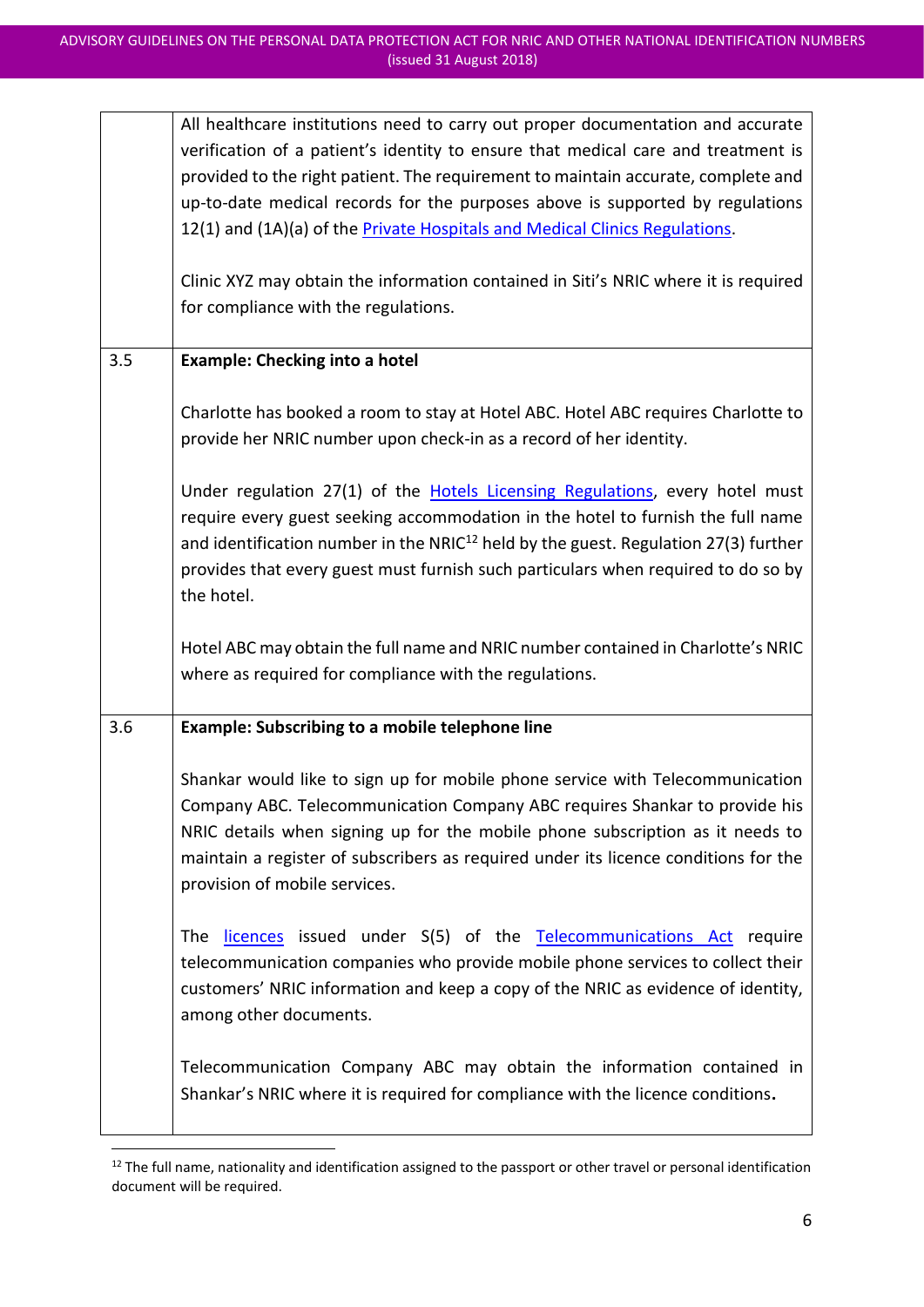| | |
|---|---|
| | All healthcare institutions need to carry out proper documentation and accurate verification of a patient's identity to ensure that medical care and treatment is provided to the right patient. The requirement to maintain accurate, complete and up-to-date medical records for the purposes above is supported by regulations 12(1) and (1A)(a) of the Private Hospitals and Medical Clinics Regulations.<br><br>Clinic XYZ may obtain the information contained in Siti's NRIC where it is required for compliance with the regulations. |
| 3.5 | **Example: Checking into a hotel**<br><br>Charlotte has booked a room to stay at Hotel ABC. Hotel ABC requires Charlotte to provide her NRIC number upon check-in as a record of her identity.<br><br>Under regulation 27(1) of the Hotels Licensing Regulations, every hotel must require every guest seeking accommodation in the hotel to furnish the full name and identification number in the NRIC[12] held by the guest. Regulation 27(3) further provides that every guest must furnish such particulars when required to do so by the hotel.<br><br>Hotel ABC may obtain the full name and NRIC number contained in Charlotte's NRIC where as required for compliance with the regulations. |
| 3.6 | **Example: Subscribing to a mobile telephone line**<br><br>Shankar would like to sign up for mobile phone service with Telecommunication Company ABC. Telecommunication Company ABC requires Shankar to provide his NRIC details when signing up for the mobile phone subscription as it needs to maintain a register of subscribers as required under its licence conditions for the provision of mobile services.<br><br>The licences issued under S(5) of the Telecommunications Act require telecommunication companies who provide mobile phone services to collect their customers' NRIC information and keep a copy of the NRIC as evidence of identity, among other documents.<br><br>Telecommunication Company ABC may obtain the information contained in Shankar's NRIC where it is required for compliance with the licence conditions**.** |

[12] The full name, nationality and identification assigned to the passport or other travel or personal identification document will be required.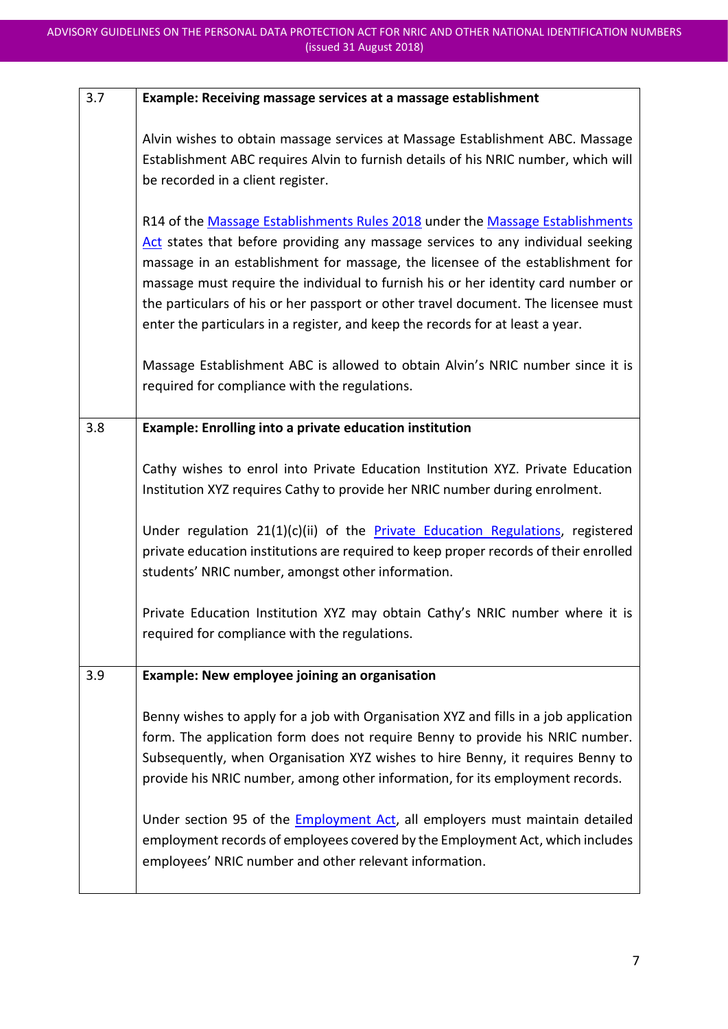| | |
|---|---|
| 3.7 | **Example: Receiving massage services at a massage establishment**<br><br>Alvin wishes to obtain massage services at Massage Establishment ABC. Massage Establishment ABC requires Alvin to furnish details of his NRIC number, which will be recorded in a client register.<br><br>R14 of the Massage Establishments Rules 2018 under the Massage Establishments Act states that before providing any massage services to any individual seeking massage in an establishment for massage, the licensee of the establishment for massage must require the individual to furnish his or her identity card number or the particulars of his or her passport or other travel document. The licensee must enter the particulars in a register, and keep the records for at least a year.<br><br>Massage Establishment ABC is allowed to obtain Alvin's NRIC number since it is required for compliance with the regulations. |
| 3.8 | **Example: Enrolling into a private education institution**<br><br>Cathy wishes to enrol into Private Education Institution XYZ. Private Education Institution XYZ requires Cathy to provide her NRIC number during enrolment.<br><br>Under regulation 21(1)(c)(ii) of the Private Education Regulations, registered private education institutions are required to keep proper records of their enrolled students' NRIC number, amongst other information.<br><br>Private Education Institution XYZ may obtain Cathy's NRIC number where it is required for compliance with the regulations. |
| 3.9 | **Example: New employee joining an organisation**<br><br>Benny wishes to apply for a job with Organisation XYZ and fills in a job application form. The application form does not require Benny to provide his NRIC number. Subsequently, when Organisation XYZ wishes to hire Benny, it requires Benny to provide his NRIC number, among other information, for its employment records.<br><br>Under section 95 of the Employment Act, all employers must maintain detailed employment records of employees covered by the Employment Act, which includes employees' NRIC number and other relevant information. |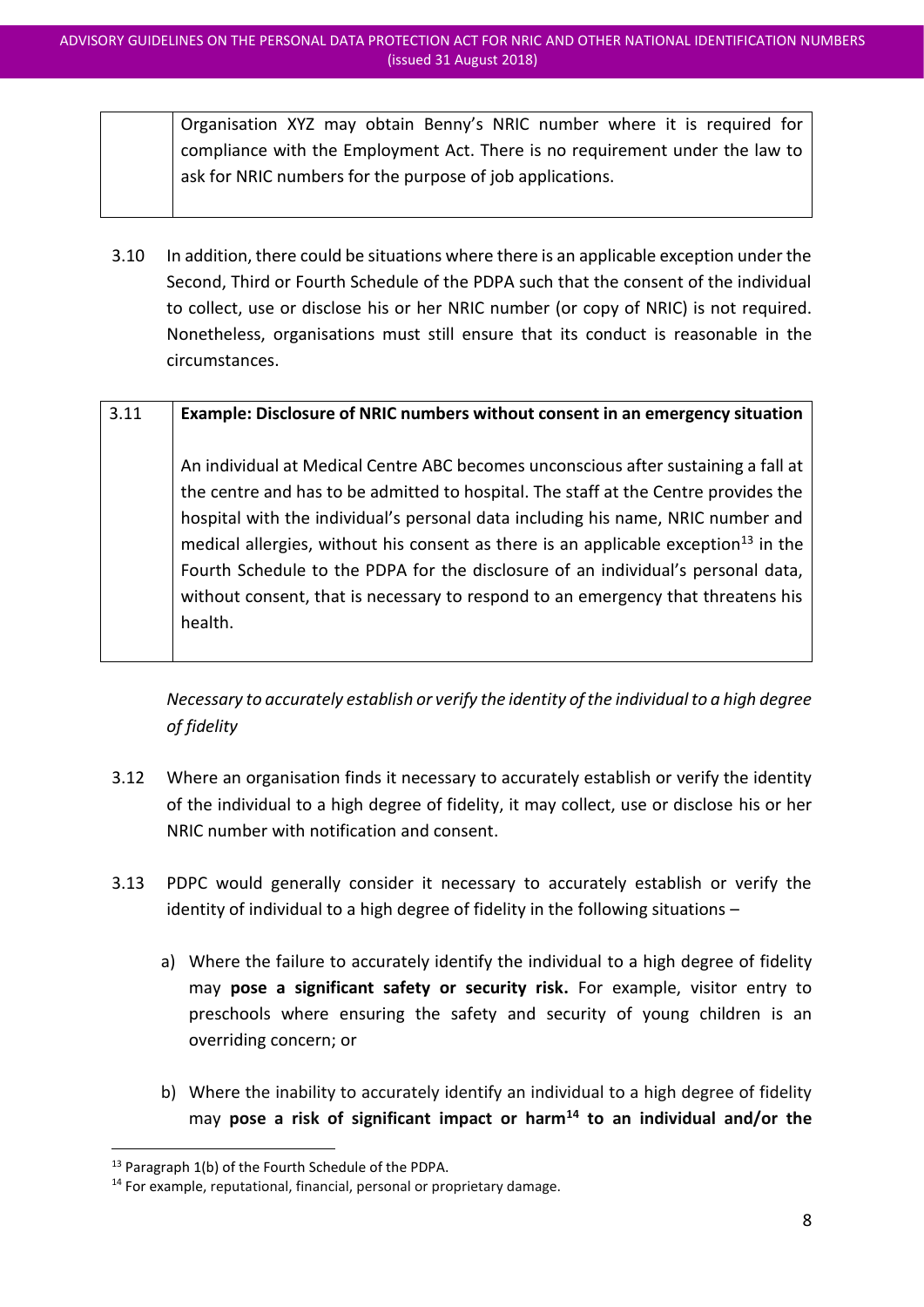| | |
|---|---|
| | Organisation XYZ may obtain Benny's NRIC number where it is required for compliance with the Employment Act. There is no requirement under the law to ask for NRIC numbers for the purpose of job applications. |

3.10 In addition, there could be situations where there is an applicable exception under the Second, Third or Fourth Schedule of the PDPA such that the consent of the individual to collect, use or disclose his or her NRIC number (or copy of NRIC) is not required. Nonetheless, organisations must still ensure that its conduct is reasonable in the circumstances.

| | |
|---|---|
| 3.11 | **Example: Disclosure of NRIC numbers without consent in an emergency situation**<br><br>An individual at Medical Centre ABC becomes unconscious after sustaining a fall at the centre and has to be admitted to hospital. The staff at the Centre provides the hospital with the individual's personal data including his name, NRIC number and medical allergies, without his consent as there is an applicable exception[13] in the Fourth Schedule to the PDPA for the disclosure of an individual's personal data, without consent, that is necessary to respond to an emergency that threatens his health. |

*Necessary to accurately establish or verify the identity of the individual to a high degree of fidelity*

3.12 Where an organisation finds it necessary to accurately establish or verify the identity of the individual to a high degree of fidelity, it may collect, use or disclose his or her NRIC number with notification and consent.

3.13 PDPC would generally consider it necessary to accurately establish or verify the identity of individual to a high degree of fidelity in the following situations –

a) Where the failure to accurately identify the individual to a high degree of fidelity may **pose a significant safety or security risk.** For example, visitor entry to preschools where ensuring the safety and security of young children is an overriding concern; or

b) Where the inability to accurately identify an individual to a high degree of fidelity may **pose a risk of significant impact or harm[14] to an individual and/or the**

[13] Paragraph 1(b) of the Fourth Schedule of the PDPA.

[14] For example, reputational, financial, personal or proprietary damage.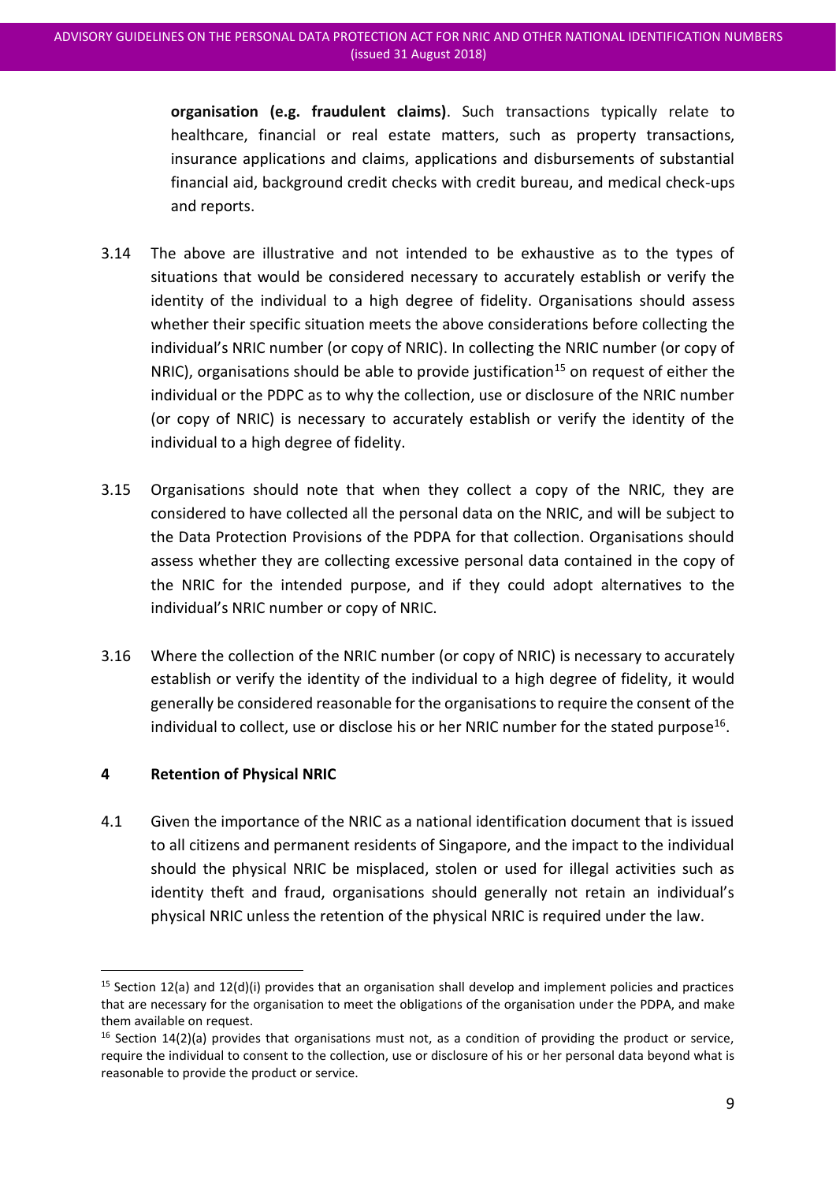**organisation (e.g. fraudulent claims)**. Such transactions typically relate to healthcare, financial or real estate matters, such as property transactions, insurance applications and claims, applications and disbursements of substantial financial aid, background credit checks with credit bureau, and medical check-ups and reports.

3.14 The above are illustrative and not intended to be exhaustive as to the types of situations that would be considered necessary to accurately establish or verify the identity of the individual to a high degree of fidelity. Organisations should assess whether their specific situation meets the above considerations before collecting the individual's NRIC number (or copy of NRIC). In collecting the NRIC number (or copy of NRIC), organisations should be able to provide justification[15] on request of either the individual or the PDPC as to why the collection, use or disclosure of the NRIC number (or copy of NRIC) is necessary to accurately establish or verify the identity of the individual to a high degree of fidelity.

3.15 Organisations should note that when they collect a copy of the NRIC, they are considered to have collected all the personal data on the NRIC, and will be subject to the Data Protection Provisions of the PDPA for that collection. Organisations should assess whether they are collecting excessive personal data contained in the copy of the NRIC for the intended purpose, and if they could adopt alternatives to the individual's NRIC number or copy of NRIC.

3.16 Where the collection of the NRIC number (or copy of NRIC) is necessary to accurately establish or verify the identity of the individual to a high degree of fidelity, it would generally be considered reasonable for the organisations to require the consent of the individual to collect, use or disclose his or her NRIC number for the stated purpose[16].

## 4 Retention of Physical NRIC

4.1 Given the importance of the NRIC as a national identification document that is issued to all citizens and permanent residents of Singapore, and the impact to the individual should the physical NRIC be misplaced, stolen or used for illegal activities such as identity theft and fraud, organisations should generally not retain an individual's physical NRIC unless the retention of the physical NRIC is required under the law.

---

[15] Section 12(a) and 12(d)(i) provides that an organisation shall develop and implement policies and practices that are necessary for the organisation to meet the obligations of the organisation under the PDPA, and make them available on request.

[16] Section 14(2)(a) provides that organisations must not, as a condition of providing the product or service, require the individual to consent to the collection, use or disclosure of his or her personal data beyond what is reasonable to provide the product or service.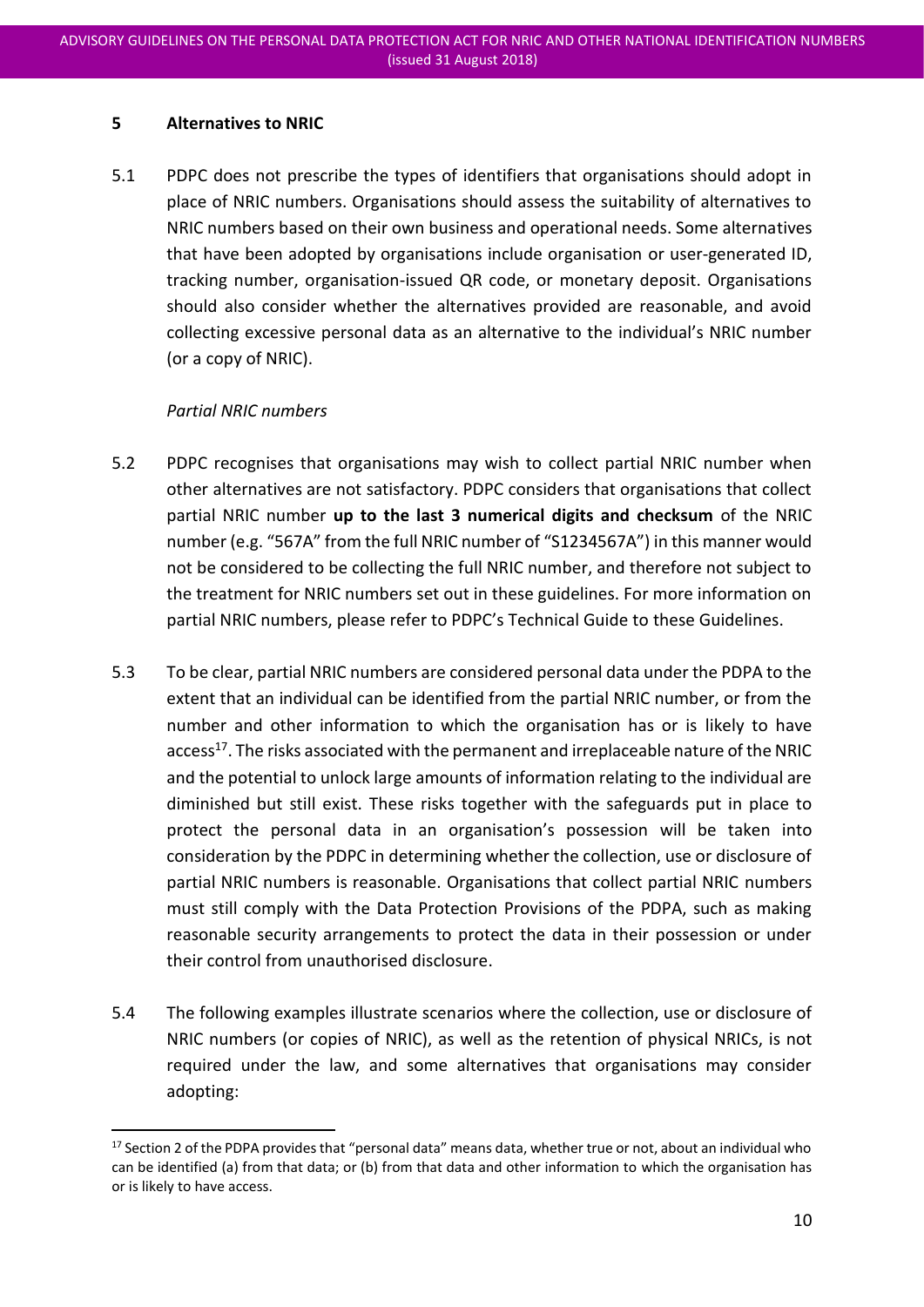## 5 Alternatives to NRIC

5.1 PDPC does not prescribe the types of identifiers that organisations should adopt in place of NRIC numbers. Organisations should assess the suitability of alternatives to NRIC numbers based on their own business and operational needs. Some alternatives that have been adopted by organisations include organisation or user-generated ID, tracking number, organisation-issued QR code, or monetary deposit. Organisations should also consider whether the alternatives provided are reasonable, and avoid collecting excessive personal data as an alternative to the individual's NRIC number (or a copy of NRIC).

*Partial NRIC numbers*

5.2 PDPC recognises that organisations may wish to collect partial NRIC number when other alternatives are not satisfactory. PDPC considers that organisations that collect partial NRIC number **up to the last 3 numerical digits and checksum** of the NRIC number (e.g. "567A" from the full NRIC number of "S1234567A") in this manner would not be considered to be collecting the full NRIC number, and therefore not subject to the treatment for NRIC numbers set out in these guidelines. For more information on partial NRIC numbers, please refer to PDPC's Technical Guide to these Guidelines.

5.3 To be clear, partial NRIC numbers are considered personal data under the PDPA to the extent that an individual can be identified from the partial NRIC number, or from the number and other information to which the organisation has or is likely to have access[17]. The risks associated with the permanent and irreplaceable nature of the NRIC and the potential to unlock large amounts of information relating to the individual are diminished but still exist. These risks together with the safeguards put in place to protect the personal data in an organisation's possession will be taken into consideration by the PDPC in determining whether the collection, use or disclosure of partial NRIC numbers is reasonable. Organisations that collect partial NRIC numbers must still comply with the Data Protection Provisions of the PDPA, such as making reasonable security arrangements to protect the data in their possession or under their control from unauthorised disclosure.

5.4 The following examples illustrate scenarios where the collection, use or disclosure of NRIC numbers (or copies of NRIC), as well as the retention of physical NRICs, is not required under the law, and some alternatives that organisations may consider adopting:

[17] Section 2 of the PDPA provides that "personal data" means data, whether true or not, about an individual who can be identified (a) from that data; or (b) from that data and other information to which the organisation has or is likely to have access.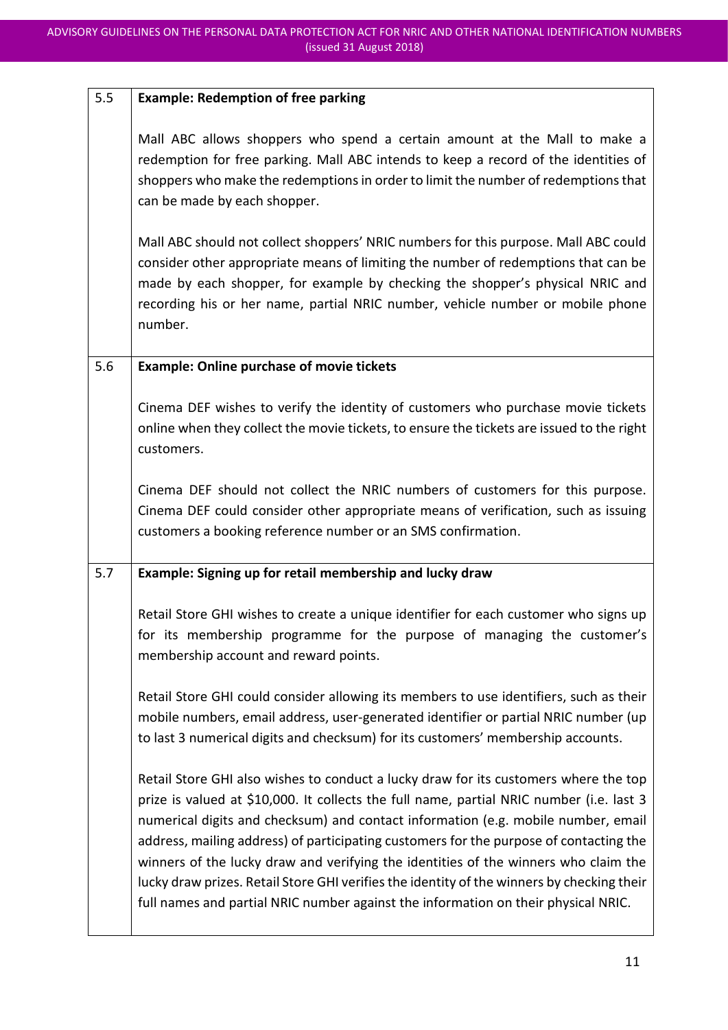| | |
|---|---|
| 5.5 | **Example: Redemption of free parking**<br><br>Mall ABC allows shoppers who spend a certain amount at the Mall to make a redemption for free parking. Mall ABC intends to keep a record of the identities of shoppers who make the redemptions in order to limit the number of redemptions that can be made by each shopper.<br><br>Mall ABC should not collect shoppers' NRIC numbers for this purpose. Mall ABC could consider other appropriate means of limiting the number of redemptions that can be made by each shopper, for example by checking the shopper's physical NRIC and recording his or her name, partial NRIC number, vehicle number or mobile phone number. |
| 5.6 | **Example: Online purchase of movie tickets**<br><br>Cinema DEF wishes to verify the identity of customers who purchase movie tickets online when they collect the movie tickets, to ensure the tickets are issued to the right customers.<br><br>Cinema DEF should not collect the NRIC numbers of customers for this purpose. Cinema DEF could consider other appropriate means of verification, such as issuing customers a booking reference number or an SMS confirmation. |
| 5.7 | **Example: Signing up for retail membership and lucky draw**<br><br>Retail Store GHI wishes to create a unique identifier for each customer who signs up for its membership programme for the purpose of managing the customer's membership account and reward points.<br><br>Retail Store GHI could consider allowing its members to use identifiers, such as their mobile numbers, email address, user-generated identifier or partial NRIC number (up to last 3 numerical digits and checksum) for its customers' membership accounts.<br><br>Retail Store GHI also wishes to conduct a lucky draw for its customers where the top prize is valued at $10,000. It collects the full name, partial NRIC number (i.e. last 3 numerical digits and checksum) and contact information (e.g. mobile number, email address, mailing address) of participating customers for the purpose of contacting the winners of the lucky draw and verifying the identities of the winners who claim the lucky draw prizes. Retail Store GHI verifies the identity of the winners by checking their full names and partial NRIC number against the information on their physical NRIC. |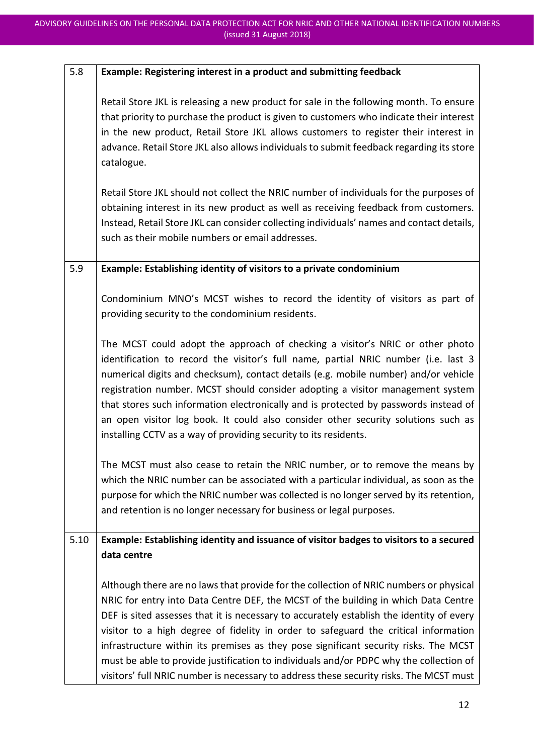| | |
|---|---|
| 5.8 | **Example: Registering interest in a product and submitting feedback**<br><br>Retail Store JKL is releasing a new product for sale in the following month. To ensure that priority to purchase the product is given to customers who indicate their interest in the new product, Retail Store JKL allows customers to register their interest in advance. Retail Store JKL also allows individuals to submit feedback regarding its store catalogue.<br><br>Retail Store JKL should not collect the NRIC number of individuals for the purposes of obtaining interest in its new product as well as receiving feedback from customers. Instead, Retail Store JKL can consider collecting individuals' names and contact details, such as their mobile numbers or email addresses. |
| 5.9 | **Example: Establishing identity of visitors to a private condominium**<br><br>Condominium MNO's MCST wishes to record the identity of visitors as part of providing security to the condominium residents.<br><br>The MCST could adopt the approach of checking a visitor's NRIC or other photo identification to record the visitor's full name, partial NRIC number (i.e. last 3 numerical digits and checksum), contact details (e.g. mobile number) and/or vehicle registration number. MCST should consider adopting a visitor management system that stores such information electronically and is protected by passwords instead of an open visitor log book. It could also consider other security solutions such as installing CCTV as a way of providing security to its residents.<br><br>The MCST must also cease to retain the NRIC number, or to remove the means by which the NRIC number can be associated with a particular individual, as soon as the purpose for which the NRIC number was collected is no longer served by its retention, and retention is no longer necessary for business or legal purposes. |
| 5.10 | **Example: Establishing identity and issuance of visitor badges to visitors to a secured data centre**<br><br>Although there are no laws that provide for the collection of NRIC numbers or physical NRIC for entry into Data Centre DEF, the MCST of the building in which Data Centre DEF is sited assesses that it is necessary to accurately establish the identity of every visitor to a high degree of fidelity in order to safeguard the critical information infrastructure within its premises as they pose significant security risks. The MCST must be able to provide justification to individuals and/or PDPC why the collection of visitors' full NRIC number is necessary to address these security risks. The MCST must |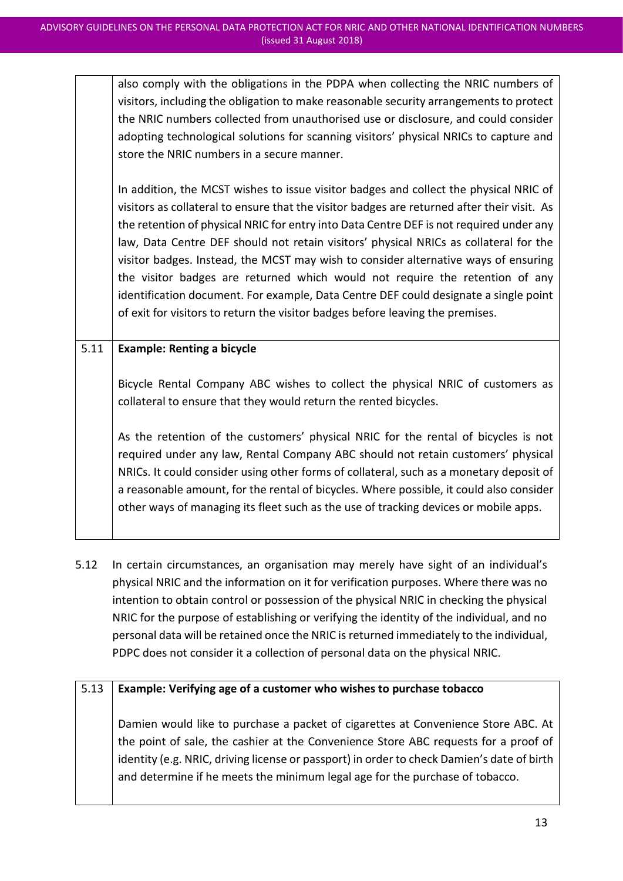|  |  |
| --- | --- |
|  | also comply with the obligations in the PDPA when collecting the NRIC numbers of visitors, including the obligation to make reasonable security arrangements to protect the NRIC numbers collected from unauthorised use or disclosure, and could consider adopting technological solutions for scanning visitors' physical NRICs to capture and store the NRIC numbers in a secure manner.<br><br>In addition, the MCST wishes to issue visitor badges and collect the physical NRIC of visitors as collateral to ensure that the visitor badges are returned after their visit. As the retention of physical NRIC for entry into Data Centre DEF is not required under any law, Data Centre DEF should not retain visitors' physical NRICs as collateral for the visitor badges. Instead, the MCST may wish to consider alternative ways of ensuring the visitor badges are returned which would not require the retention of any identification document. For example, Data Centre DEF could designate a single point of exit for visitors to return the visitor badges before leaving the premises. |
| 5.11 | **Example: Renting a bicycle**<br><br>Bicycle Rental Company ABC wishes to collect the physical NRIC of customers as collateral to ensure that they would return the rented bicycles.<br><br>As the retention of the customers' physical NRIC for the rental of bicycles is not required under any law, Rental Company ABC should not retain customers' physical NRICs. It could consider using other forms of collateral, such as a monetary deposit of a reasonable amount, for the rental of bicycles. Where possible, it could also consider other ways of managing its fleet such as the use of tracking devices or mobile apps. |

5.12 In certain circumstances, an organisation may merely have sight of an individual's physical NRIC and the information on it for verification purposes. Where there was no intention to obtain control or possession of the physical NRIC in checking the physical NRIC for the purpose of establishing or verifying the identity of the individual, and no personal data will be retained once the NRIC is returned immediately to the individual, PDPC does not consider it a collection of personal data on the physical NRIC.

|  |  |
| --- | --- |
| 5.13 | **Example: Verifying age of a customer who wishes to purchase tobacco**<br><br>Damien would like to purchase a packet of cigarettes at Convenience Store ABC. At the point of sale, the cashier at the Convenience Store ABC requests for a proof of identity (e.g. NRIC, driving license or passport) in order to check Damien's date of birth and determine if he meets the minimum legal age for the purchase of tobacco. |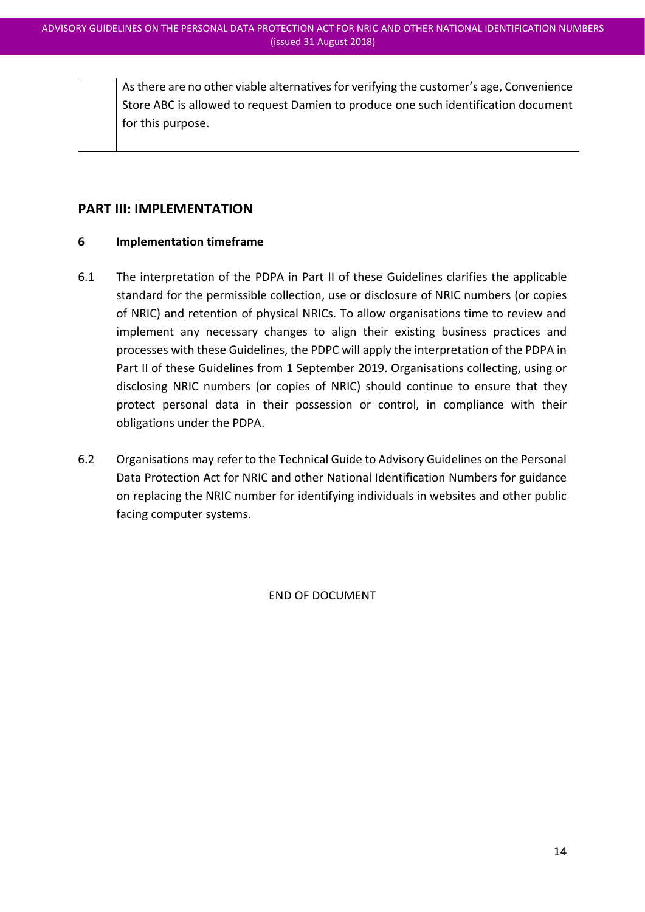| | |
|---|---|
| | As there are no other viable alternatives for verifying the customer's age, Convenience Store ABC is allowed to request Damien to produce one such identification document for this purpose. |

## PART III: IMPLEMENTATION

### 6 Implementation timeframe

6.1 The interpretation of the PDPA in Part II of these Guidelines clarifies the applicable standard for the permissible collection, use or disclosure of NRIC numbers (or copies of NRIC) and retention of physical NRICs. To allow organisations time to review and implement any necessary changes to align their existing business practices and processes with these Guidelines, the PDPC will apply the interpretation of the PDPA in Part II of these Guidelines from 1 September 2019. Organisations collecting, using or disclosing NRIC numbers (or copies of NRIC) should continue to ensure that they protect personal data in their possession or control, in compliance with their obligations under the PDPA.

6.2 Organisations may refer to the Technical Guide to Advisory Guidelines on the Personal Data Protection Act for NRIC and other National Identification Numbers for guidance on replacing the NRIC number for identifying individuals in websites and other public facing computer systems.

END OF DOCUMENT